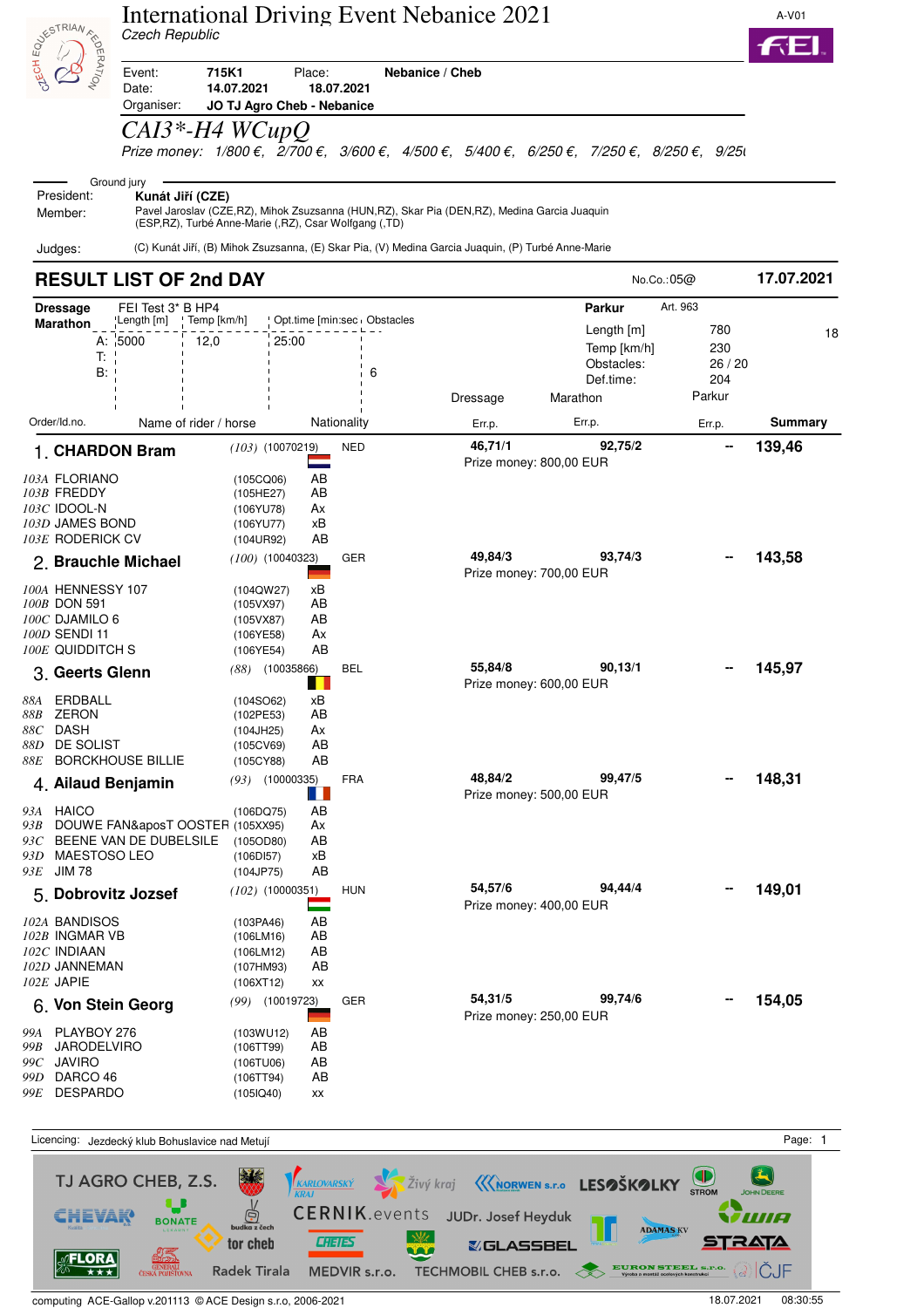# International Driving Event Nebanice 2021

*Czech Republic*

A-V01

| | | | |
|---|---|---|---|
| Event: | 715K1 | Place: | Nebanice / Cheb |
| Date: | 14.07.2021 | 18.07.2021 | |
| Organiser: | JO TJ Agro Cheb - Nebanice | | |

## *CAI3\*-H4 WCupQ*

*Prize money: 1/800 €, 2/700 €, 3/600 €, 4/500 €, 5/400 €, 6/250 €, 7/250 €, 8/250 €, 9/25(*

**Ground jury**

President: **Kunát Jiří (CZE)**

Member: Pavel Jaroslav (CZE,RZ), Mihok Zsuzsanna (HUN,RZ), Skar Pia (DEN,RZ), Medina Garcia Juaquin (ESP,RZ), Turbé Anne-Marie (,RZ), Csar Wolfgang (,TD)

Judges: (C) Kunát Jiří, (B) Mihok Zsuzsanna, (E) Skar Pia, (V) Medina Garcia Juaquin, (P) Turbé Anne-Marie

## RESULT LIST OF 2nd DAY

No.Co.:05@ — **17.07.2021**

**Dressage**: FEI Test 3* B HP4

**Marathon**

| | Length [m] | Temp [km/h] | Opt.time [min:sec] | Obstacles |
|---|---|---|---|---|
| A: | 5000 | 12,0 | 25:00 | |
| T: | | | | |
| B: | | | | 6 |

**Parkur** — Art. 963

| | | |
|---|---|---|
| Length [m] | 780 | 18 |
| Temp [km/h] | 230 | |
| Obstacles: | 26 / 20 | |
| Def.time: | 204 | |

| Order/Id.no. | Name of rider / horse | | Nationality | Dressage Err.p. | Marathon Err.p. | Parkur Err.p. | Summary |
|---|---|---|---|---|---|---|---|
| **1.** | **CHARDON Bram** | (103) (10070219) | NED | 46,71/1 | 92,75/2 | -- | **139,46** |
| | Prize money: 800,00 EUR | | | | | | |
| 103A | FLORIANO | (105CQ06) | AB | | | | |
| 103B | FREDDY | (105HE27) | AB | | | | |
| 103C | IDOOL-N | (106YU78) | Ax | | | | |
| 103D | JAMES BOND | (106YU77) | xB | | | | |
| 103E | RODERICK CV | (104UR92) | AB | | | | |
| **2.** | **Brauchle Michael** | (100) (10040323) | GER | 49,84/3 | 93,74/3 | -- | **143,58** |
| | Prize money: 700,00 EUR | | | | | | |
| 100A | HENNESSY 107 | (104QW27) | xB | | | | |
| 100B | DON 591 | (105VX97) | AB | | | | |
| 100C | DJAMILO 6 | (105VX87) | AB | | | | |
| 100D | SENDI 11 | (106YE58) | Ax | | | | |
| 100E | QUIDDITCH S | (106YE54) | AB | | | | |
| **3.** | **Geerts Glenn** | (88) (10035866) | BEL | 55,84/8 | 90,13/1 | -- | **145,97** |
| | Prize money: 600,00 EUR | | | | | | |
| 88A | ERDBALL | (104SO62) | xB | | | | |
| 88B | ZERON | (102PE53) | AB | | | | |
| 88C | DASH | (104JH25) | Ax | | | | |
| 88D | DE SOLIST | (105CV69) | AB | | | | |
| 88E | BORCKHOUSE BILLIE | (105CY88) | AB | | | | |
| **4.** | **Ailaud Benjamin** | (93) (10000335) | FRA | 48,84/2 | 99,47/5 | -- | **148,31** |
| | Prize money: 500,00 EUR | | | | | | |
| 93A | HAICO | (106DQ75) | AB | | | | |
| 93B | DOUWE FAN&aposT OOSTER | (105XX95) | Ax | | | | |
| 93C | BEENE VAN DE DUBELSILE | (105OD80) | AB | | | | |
| 93D | MAESTOSO LEO | (106DI57) | xB | | | | |
| 93E | JIM 78 | (104JP75) | AB | | | | |
| **5.** | **Dobrovitz Jozsef** | (102) (10000351) | HUN | 54,57/6 | 94,44/4 | -- | **149,01** |
| | Prize money: 400,00 EUR | | | | | | |
| 102A | BANDISOS | (103PA46) | AB | | | | |
| 102B | INGMAR VB | (106LM16) | AB | | | | |
| 102C | INDIAAN | (106LM12) | AB | | | | |
| 102D | JANNEMAN | (107HM93) | AB | | | | |
| 102E | JAPIE | (106XT12) | xx | | | | |
| **6.** | **Von Stein Georg** | (99) (10019723) | GER | 54,31/5 | 99,74/6 | -- | **154,05** |
| | Prize money: 250,00 EUR | | | | | | |
| 99A | PLAYBOY 276 | (103WU12) | AB | | | | |
| 99B | JARODELVIRO | (106TT99) | AB | | | | |
| 99C | JAVIRO | (106TU06) | AB | | | | |
| 99D | DARCO 46 | (106TT94) | AB | | | | |
| 99E | DESPARDO | (105IQ40) | xx | | | | |

Licencing: Jezdecký klub Bohuslavice nad Metují

computing ACE-Gallop v.201113 © ACE Design s.r.o, 2006-2021 — 18.07.2021 08:30:55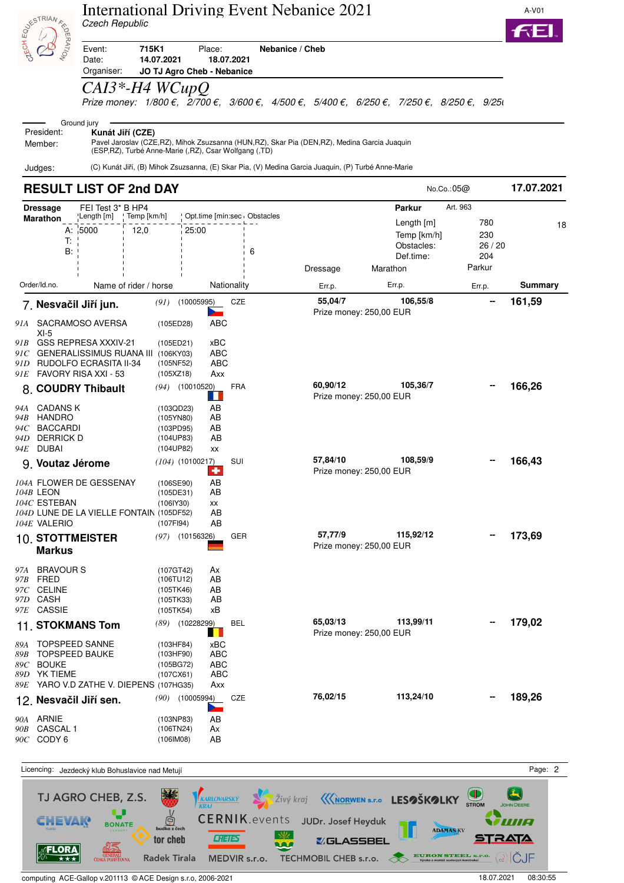# International Driving Event Nebanice 2021

*Czech Republic*

A-V01

| | | | |
|---|---|---|---|
| Event: | **715K1** | Place: | **Nebanice / Cheb** |
| Date: | **14.07.2021** | **18.07.2021** | |
| Organiser: | **JO TJ Agro Cheb - Nebanice** | | |

## *CAI3\*-H4 WCupQ*

*Prize money: 1/800 €, 2/700 €, 3/600 €, 4/500 €, 5/400 €, 6/250 €, 7/250 €, 8/250 €, 9/25(*

Ground jury

President: **Kunát Jiří (CZE)**

Member: Pavel Jaroslav (CZE,RZ), Mihok Zsuzsanna (HUN,RZ), Skar Pia (DEN,RZ), Medina Garcia Juaquin (ESP,RZ), Turbé Anne-Marie (,RZ), Csar Wolfgang (,TD)

Judges: (C) Kunát Jiří, (B) Mihok Zsuzsanna, (E) Skar Pia, (V) Medina Garcia Juaquin, (P) Turbé Anne-Marie

## RESULT LIST OF 2nd DAY

No.Co.:05@ **17.07.2021**

**Dressage** FEI Test 3* B HP4

**Marathon**

| | Length [m] | Temp [km/h] | Opt.time [min:sec] | Obstacles |
|---|---|---|---|---|
| A: | 5000 | 12,0 | 25:00 | |
| T: | | | | |
| B: | | | | 6 |

**Parkur** Art. 963

| | | |
|---|---|---|
| Length [m] | 780 | 18 |
| Temp [km/h] | 230 | |
| Obstacles: | 26 / 20 | |
| Def.time: | 204 | |

| Order/Id.no. | Name of rider / horse | | Nationality | Dressage Err.p. | Marathon Err.p. | Parkur Err.p. | Summary |
|---|---|---|---|---|---|---|---|
| 7. | **Nesvačil Jiří jun.** | *(91)* (10005995) | CZE | 55,04/7 | 106,55/8 | -- | **161,59** |
| | | | | Prize money: 250,00 EUR | | | |
| *91A* | SACRAMOSO AVERSA XI-5 | (105ED28) | ABC | | | | |
| *91B* | GSS REPRESA XXXIV-21 | (105ED21) | xBC | | | | |
| *91C* | GENERALISSIMUS RUANA III | (106KY03) | ABC | | | | |
| *91D* | RUDOLFO ECRASITA II-34 | (105NF52) | ABC | | | | |
| *91E* | FAVORY RISA XXI - 53 | (105XZ18) | Axx | | | | |
| 8. | **COUDRY Thibault** | *(94)* (10010520) | FRA | 60,90/12 | 105,36/7 | -- | **166,26** |
| | | | | Prize money: 250,00 EUR | | | |
| *94A* | CADANS K | (103QD23) | AB | | | | |
| *94B* | HANDRO | (105YN80) | AB | | | | |
| *94C* | BACCARDI | (103PD95) | AB | | | | |
| *94D* | DERRICK D | (104UP83) | AB | | | | |
| *94E* | DUBAI | (104UP82) | xx | | | | |
| 9. | **Voutaz Jérome** | *(104)* (10100217) | SUI | 57,84/10 | 108,59/9 | -- | **166,43** |
| | | | | Prize money: 250,00 EUR | | | |
| *104A* | FLOWER DE GESSENAY | (106SE90) | AB | | | | |
| *104B* | LEON | (105DE31) | AB | | | | |
| *104C* | ESTEBAN | (106IY30) | xx | | | | |
| *104D* | LUNE DE LA VIELLE FONTAIN | (105DF52) | AB | | | | |
| *104E* | VALERIO | (107FI94) | AB | | | | |
| 10. | **STOTTMEISTER Markus** | *(97)* (10156326) | GER | 57,77/9 | 115,92/12 | -- | **173,69** |
| | | | | Prize money: 250,00 EUR | | | |
| *97A* | BRAVOUR S | (107GT42) | Ax | | | | |
| *97B* | FRED | (106TU12) | AB | | | | |
| *97C* | CELINE | (105TK46) | AB | | | | |
| *97D* | CASH | (105TK33) | AB | | | | |
| *97E* | CASSIE | (105TK54) | xB | | | | |
| 11. | **STOKMANS Tom** | *(89)* (10228299) | BEL | 65,03/13 | 113,99/11 | -- | **179,02** |
| | | | | Prize money: 250,00 EUR | | | |
| *89A* | TOPSPEED SANNE | (103HF84) | xBC | | | | |
| *89B* | TOPSPEED BAUKE | (103HF90) | ABC | | | | |
| *89C* | BOUKE | (105BG72) | ABC | | | | |
| *89D* | YK TIEME | (107CX61) | ABC | | | | |
| *89E* | YARO V.D ZATHE V. DIEPENS | (107HG35) | Axx | | | | |
| 12. | **Nesvačil Jiří sen.** | *(90)* (10005994) | CZE | 76,02/15 | 113,24/10 | -- | **189,26** |
| *90A* | ARNIE | (103NP83) | AB | | | | |
| *90B* | CASCAL 1 | (106TN24) | Ax | | | | |
| *90C* | CODY 6 | (106IM08) | AB | | | | |

Licencing: Jezdecký klub Bohuslavice nad Metují

computing ACE-Gallop v.201113 © ACE Design s.r.o, 2006-2021 18.07.2021 08:30:55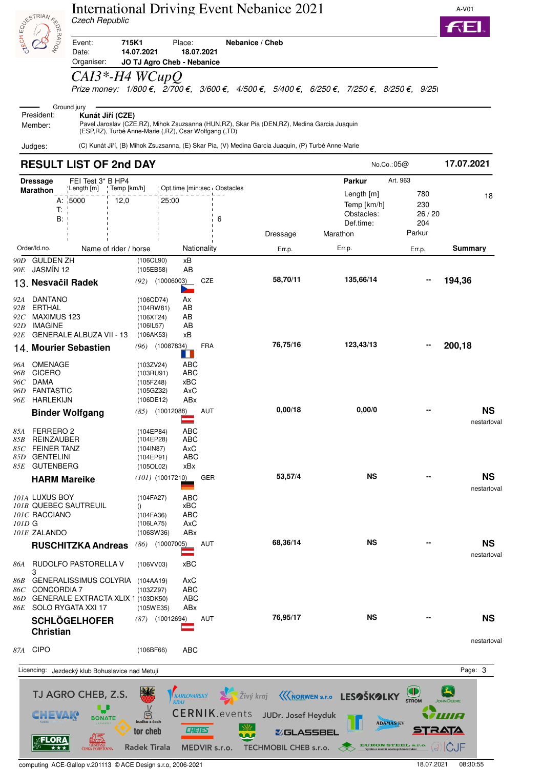# International Driving Event Nebanice 2021

Czech Republic

A-V01

| | | | |
|---|---|---|---|
| Event: | 715K1 | Place: | Nebanice / Cheb |
| Date: | 14.07.2021 | 18.07.2021 | |
| Organiser: | JO TJ Agro Cheb - Nebanice | | |

## *CAI3\*-H4 WCupQ*

*Prize money: 1/800 €, 2/700 €, 3/600 €, 4/500 €, 5/400 €, 6/250 €, 7/250 €, 8/250 €, 9/25*

Ground jury

President: **Kunát Jiří (CZE)**

Member: Pavel Jaroslav (CZE,RZ), Mihok Zsuzsanna (HUN,RZ), Skar Pia (DEN,RZ), Medina Garcia Juaquin (ESP,RZ), Turbé Anne-Marie (,RZ), Csar Wolfgang (,TD)

Judges: (C) Kunát Jiří, (B) Mihok Zsuzsanna, (E) Skar Pia, (V) Medina Garcia Juaquin, (P) Turbé Anne-Marie

## RESULT LIST OF 2nd DAY

No.Co.:05@ 17.07.2021

**Dressage** FEI Test 3* B HP4

| Marathon | Length [m] | Temp [km/h] | Opt.time [min:sec] | Obstacles |
|---|---|---|---|---|
| A: | 5000 | 12,0 | 25:00 | |
| T: | | | | |
| B: | | | | 6 |

**Parkur** Art. 963

| | | |
|---|---|---|
| Length [m] | 780 | 18 |
| Temp [km/h] | 230 | |
| Obstacles: | 26 / 20 | |
| Def.time: | 204 | |

| Order/Id.no. | Name of rider / horse | | Nationality | Dressage Err.p. | Marathon Err.p. | Parkur Err.p. | Summary |
|---|---|---|---|---|---|---|---|
| 90D | GULDEN ZH | (106CL90) | xB | | | | |
| 90E | JASMÍN 12 | (105EB58) | AB | | | | |
| 13. | **Nesvačil Radek** | (92) (10006003) | CZE | 58,70/11 | 135,66/14 | -- | **194,36** |
| 92A | DANTANO | (106CD74) | Ax | | | | |
| 92B | ERTHAL | (104RW81) | AB | | | | |
| 92C | MAXIMUS 123 | (106XT24) | AB | | | | |
| 92D | IMAGINE | (106IL57) | AB | | | | |
| 92E | GENERALE ALBUZA VII - 13 | (106AK53) | xB | | | | |
| 14. | **Mourier Sebastien** | (96) (10087834) | FRA | 76,75/16 | 123,43/13 | -- | **200,18** |
| 96A | OMENAGE | (103ZV24) | ABC | | | | |
| 96B | CICERO | (103RU91) | ABC | | | | |
| 96C | DAMA | (105FZ48) | xBC | | | | |
| 96D | FANTASTIC | (105GZ32) | AxC | | | | |
| 96E | HARLEKIJN | (106DE12) | ABx | | | | |
| | **Binder Wolfgang** | (85) (10012088) | AUT | 0,00/18 | 0,00/0 | -- | **NS** nestartoval |
| 85A | FERRERO 2 | (104EP84) | ABC | | | | |
| 85B | REINZAUBER | (104EP28) | ABC | | | | |
| 85C | FEINER TANZ | (104IN87) | AxC | | | | |
| 85D | GENTELINI | (104EP91) | ABC | | | | |
| 85E | GUTENBERG | (105OL02) | xBx | | | | |
| | **HARM Mareike** | (101) (10017210) | GER | 53,57/4 | NS | -- | **NS** nestartoval |
| 101A | LUXUS BOY | (104FA27) | ABC | | | | |
| 101B | QUEBEC SAUTREUIL | () | xBC | | | | |
| 101C | RACCIANO | (104FA36) | ABC | | | | |
| 101D | G | (106LA75) | AxC | | | | |
| 101E | ZALANDO | (106SW36) | ABx | | | | |
| | **RUSCHITZKA Andreas** | (86) (10007005) | AUT | 68,36/14 | NS | -- | **NS** nestartoval |
| 86A | RUDOLFO PASTORELLA V 3 | (106VV03) | xBC | | | | |
| 86B | GENERALISSIMUS COLYRIA | (104AA19) | AxC | | | | |
| 86C | CONCORDIA 7 | (103ZZ97) | ABC | | | | |
| 86D | GENERALE EXTRACTA XLIX 1 | (103DK50) | ABC | | | | |
| 86E | SOLO RYGATA XXI 17 | (105WE35) | ABx | | | | |
| | **SCHLÖGELHOFER Christian** | (87) (10012694) | AUT | 76,95/17 | NS | -- | **NS** nestartoval |
| 87A | CIPO | (106BF66) | ABC | | | | |

Licencing: Jezdecký klub Bohuslavice nad Metují

TJ AGRO CHEB, Z.S. · KARLOVARSKÝ KRAJ · Živý kraj · NORWEN s.r.o. · LESOŠKOLKY · STROM · JOHN DEERE · CHEVAK · BONATE · budka z čech · CERNIK.events · JUDr. Josef Heyduk · WIA · ADAMAS KV · tor cheb · CRETES · GLASSBEL · STRATA · FLORA · GENERALI ČESKÁ POJIŠŤOVNA · Radek Tirala · MEDVIR s.r.o. · TECHMOBIL CHEB s.r.o. · EURON STEEL s.r.o. · ČJF

computing ACE-Gallop v.201113 © ACE Design s.r.o, 2006-2021 18.07.2021 08:30:55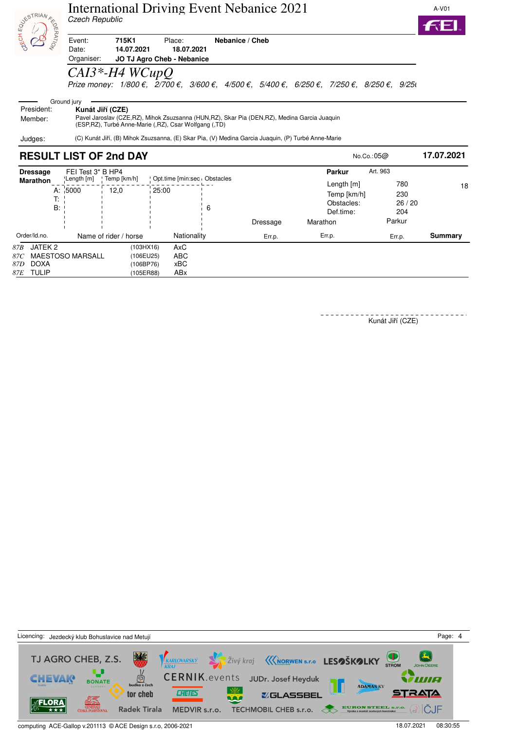# International Driving Event Nebanice 2021

*Czech Republic*

A-V01

| | | | |
|---|---|---|---|
| Event: | **715K1** | Place: | **Nebanice / Cheb** |
| Date: | **14.07.2021** | **18.07.2021** | |
| Organiser: | **JO TJ Agro Cheb - Nebanice** | | |

## *CAI3\*-H4 WCupQ*

*Prize money: 1/800 €, 2/700 €, 3/600 €, 4/500 €, 5/400 €, 6/250 €, 7/250 €, 8/250 €, 9/25(*

Ground jury

President: **Kunát Jiří (CZE)**

Member: Pavel Jaroslav (CZE,RZ), Mihok Zsuzsanna (HUN,RZ), Skar Pia (DEN,RZ), Medina Garcia Juaquin (ESP,RZ), Turbé Anne-Marie (,RZ), Csar Wolfgang (,TD)

Judges: (C) Kunát Jiří, (B) Mihok Zsuzsanna, (E) Skar Pia, (V) Medina Garcia Juaquin, (P) Turbé Anne-Marie

## RESULT LIST OF 2nd DAY

No.Co.:05@ **17.07.2021**

**Dressage** FEI Test 3* B HP4

**Marathon**

| | Length [m] | Temp [km/h] | Opt.time [min:sec] | Obstacles |
|---|---|---|---|---|
| A: | 5000 | 12,0 | 25:00 | |
| T: | | | | |
| B: | | | | 6 |

**Parkur** Art. 963

| | | |
|---|---|---|
| Length [m] | 780 | 18 |
| Temp [km/h] | 230 | |
| Obstacles: | 26 / 20 | |
| Def.time: | 204 | |

| Order/Id.no. | Name of rider / horse | | Nationality | Dressage Err.p. | Marathon Err.p. | Parkur Err.p. | Summary |
|---|---|---|---|---|---|---|---|
| 87B | JATEK 2 | (103HX16) | AxC | | | | |
| 87C | MAESTOSO MARSALL | (106EU25) | ABC | | | | |
| 87D | DOXA | (106BP76) | xBC | | | | |
| 87E | TULIP | (105ER88) | ABx | | | | |

Kunát Jiří (CZE)

Licencing: Jezdecký klub Bohuslavice nad Metují

computing ACE-Gallop v.201113 © ACE Design s.r.o, 2006-2021 18.07.2021 08:30:55